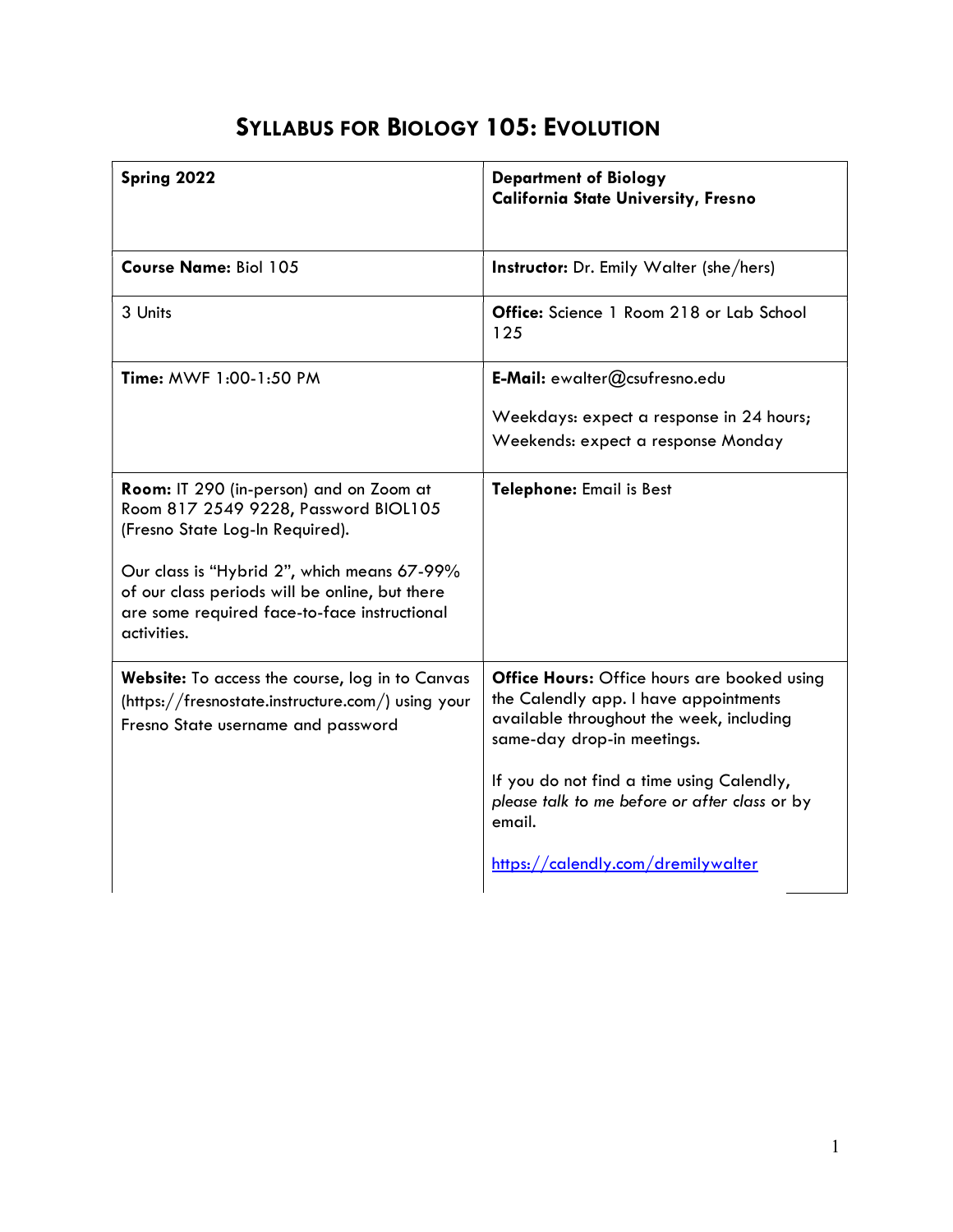# SYLLABUS FOR BIOLOGY 105: EVOLUTION

| **Spring 2022** | **Department of Biology**<br>**California State University, Fresno** |
|---|---|
| **Course Name:** Biol 105 | **Instructor:** Dr. Emily Walter (she/hers) |
| 3 Units | **Office:** Science 1 Room 218 or Lab School 125 |
| **Time:** MWF 1:00-1:50 PM | **E-Mail:** ewalter@csufresno.edu<br><br>Weekdays: expect a response in 24 hours;<br>Weekends: expect a response Monday |
| **Room:** IT 290 (in-person) and on Zoom at Room 817 2549 9228, Password BIOL105 (Fresno State Log-In Required).<br><br>Our class is "Hybrid 2", which means 67-99% of our class periods will be online, but there are some required face-to-face instructional activities. | **Telephone:** Email is Best |
| **Website:** To access the course, log in to Canvas (https://fresnostate.instructure.com/) using your Fresno State username and password | **Office Hours:** Office hours are booked using the Calendly app. I have appointments available throughout the week, including same-day drop-in meetings.<br><br>If you do not find a time using Calendly, *please talk to me before or after class* or by email.<br><br>https://calendly.com/dremilywalter |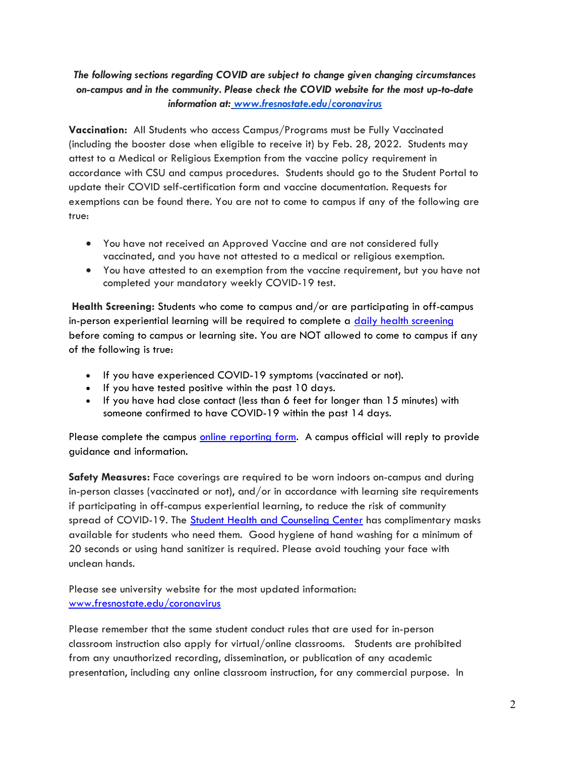***The following sections regarding COVID are subject to change given changing circumstances on-campus and in the community. Please check the COVID website for the most up-to-date information at: [www.fresnostate.edu/coronavirus](www.fresnostate.edu/coronavirus)***

**Vaccination:** All Students who access Campus/Programs must be Fully Vaccinated (including the booster dose when eligible to receive it) by Feb. 28, 2022. Students may attest to a Medical or Religious Exemption from the vaccine policy requirement in accordance with CSU and campus procedures. Students should go to the Student Portal to update their COVID self-certification form and vaccine documentation. Requests for exemptions can be found there. You are not to come to campus if any of the following are true:

- You have not received an Approved Vaccine and are not considered fully vaccinated, and you have not attested to a medical or religious exemption.
- You have attested to an exemption from the vaccine requirement, but you have not completed your mandatory weekly COVID-19 test.

**Health Screening:** Students who come to campus and/or are participating in off-campus in-person experiential learning will be required to complete a daily health screening before coming to campus or learning site. You are NOT allowed to come to campus if any of the following is true:

- If you have experienced COVID-19 symptoms (vaccinated or not).
- If you have tested positive within the past 10 days.
- If you have had close contact (less than 6 feet for longer than 15 minutes) with someone confirmed to have COVID-19 within the past 14 days.

Please complete the campus online reporting form. A campus official will reply to provide guidance and information.

**Safety Measures:** Face coverings are required to be worn indoors on-campus and during in-person classes (vaccinated or not), and/or in accordance with learning site requirements if participating in off-campus experiential learning, to reduce the risk of community spread of COVID-19. The Student Health and Counseling Center has complimentary masks available for students who need them. Good hygiene of hand washing for a minimum of 20 seconds or using hand sanitizer is required. Please avoid touching your face with unclean hands.

Please see university website for the most updated information: [www.fresnostate.edu/coronavirus](www.fresnostate.edu/coronavirus)

Please remember that the same student conduct rules that are used for in-person classroom instruction also apply for virtual/online classrooms. Students are prohibited from any unauthorized recording, dissemination, or publication of any academic presentation, including any online classroom instruction, for any commercial purpose. In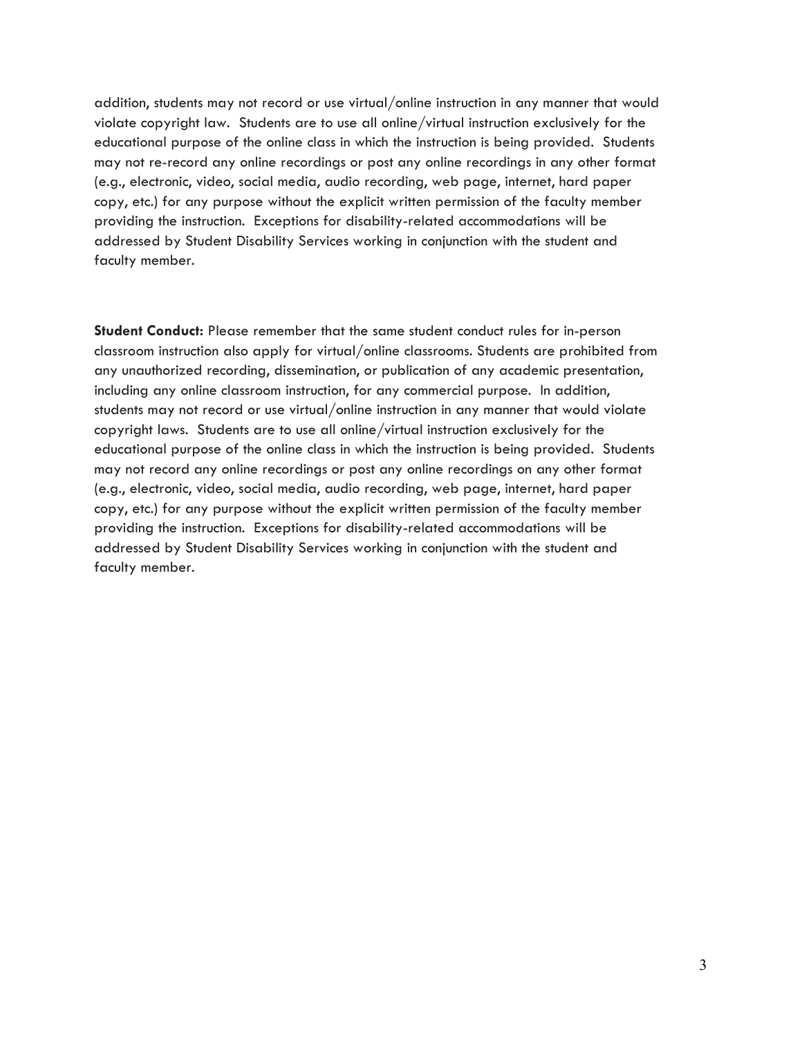addition, students may not record or use virtual/online instruction in any manner that would violate copyright law. Students are to use all online/virtual instruction exclusively for the educational purpose of the online class in which the instruction is being provided. Students may not re-record any online recordings or post any online recordings in any other format (e.g., electronic, video, social media, audio recording, web page, internet, hard paper copy, etc.) for any purpose without the explicit written permission of the faculty member providing the instruction. Exceptions for disability-related accommodations will be addressed by Student Disability Services working in conjunction with the student and faculty member.

**Student Conduct:** Please remember that the same student conduct rules for in-person classroom instruction also apply for virtual/online classrooms. Students are prohibited from any unauthorized recording, dissemination, or publication of any academic presentation, including any online classroom instruction, for any commercial purpose. In addition, students may not record or use virtual/online instruction in any manner that would violate copyright laws. Students are to use all online/virtual instruction exclusively for the educational purpose of the online class in which the instruction is being provided. Students may not record any online recordings or post any online recordings on any other format (e.g., electronic, video, social media, audio recording, web page, internet, hard paper copy, etc.) for any purpose without the explicit written permission of the faculty member providing the instruction. Exceptions for disability-related accommodations will be addressed by Student Disability Services working in conjunction with the student and faculty member.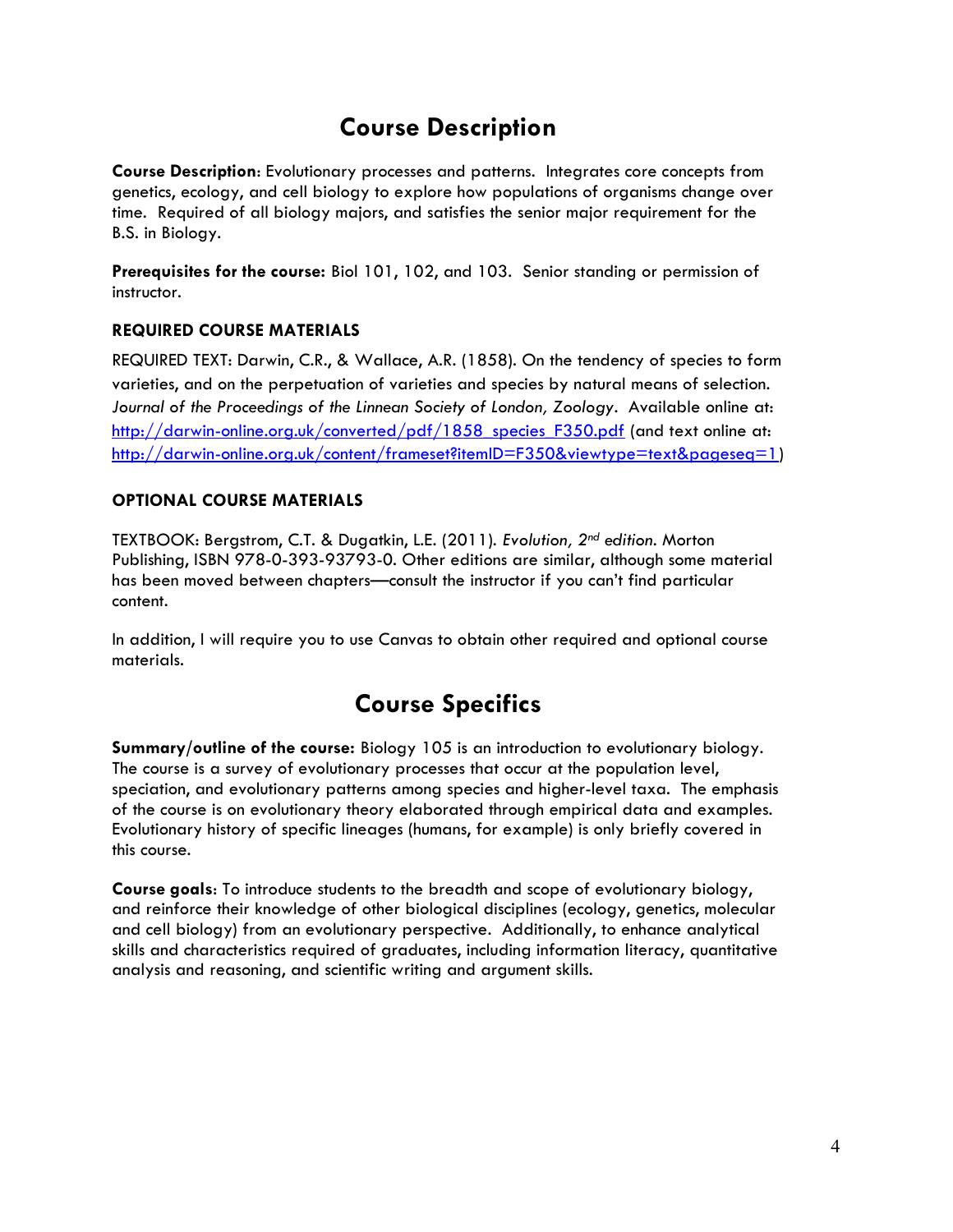# Course Description

**Course Description**: Evolutionary processes and patterns. Integrates core concepts from genetics, ecology, and cell biology to explore how populations of organisms change over time. Required of all biology majors, and satisfies the senior major requirement for the B.S. in Biology.

**Prerequisites for the course:** Biol 101, 102, and 103. Senior standing or permission of instructor.

### REQUIRED COURSE MATERIALS

REQUIRED TEXT: Darwin, C.R., & Wallace, A.R. (1858). On the tendency of species to form varieties, and on the perpetuation of varieties and species by natural means of selection. *Journal of the Proceedings of the Linnean Society of London, Zoology*. Available online at: http://darwin-online.org.uk/converted/pdf/1858_species_F350.pdf (and text online at: http://darwin-online.org.uk/content/frameset?itemID=F350&viewtype=text&pageseq=1)

### OPTIONAL COURSE MATERIALS

TEXTBOOK: Bergstrom, C.T. & Dugatkin, L.E. (2011). *Evolution, 2nd edition.* Morton Publishing, ISBN 978-0-393-93793-0. Other editions are similar, although some material has been moved between chapters—consult the instructor if you can't find particular content.

In addition, I will require you to use Canvas to obtain other required and optional course materials.

# Course Specifics

**Summary/outline of the course:** Biology 105 is an introduction to evolutionary biology. The course is a survey of evolutionary processes that occur at the population level, speciation, and evolutionary patterns among species and higher-level taxa. The emphasis of the course is on evolutionary theory elaborated through empirical data and examples. Evolutionary history of specific lineages (humans, for example) is only briefly covered in this course.

**Course goals**: To introduce students to the breadth and scope of evolutionary biology, and reinforce their knowledge of other biological disciplines (ecology, genetics, molecular and cell biology) from an evolutionary perspective. Additionally, to enhance analytical skills and characteristics required of graduates, including information literacy, quantitative analysis and reasoning, and scientific writing and argument skills.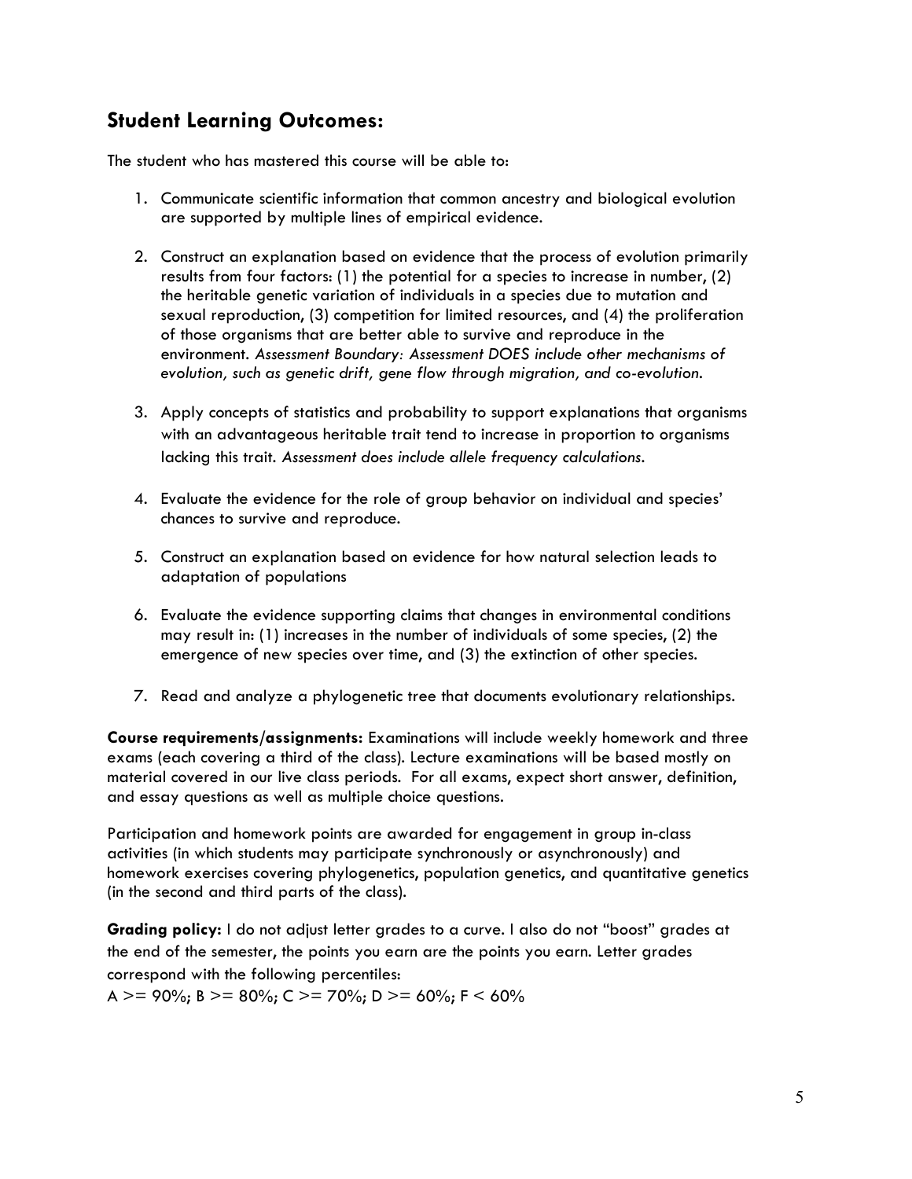## Student Learning Outcomes:

The student who has mastered this course will be able to:

1. Communicate scientific information that common ancestry and biological evolution are supported by multiple lines of empirical evidence.

2. Construct an explanation based on evidence that the process of evolution primarily results from four factors: (1) the potential for a species to increase in number, (2) the heritable genetic variation of individuals in a species due to mutation and sexual reproduction, (3) competition for limited resources, and (4) the proliferation of those organisms that are better able to survive and reproduce in the environment. *Assessment Boundary: Assessment DOES include other mechanisms of evolution, such as genetic drift, gene flow through migration, and co-evolution.*

3. Apply concepts of statistics and probability to support explanations that organisms with an advantageous heritable trait tend to increase in proportion to organisms lacking this trait. *Assessment does include allele frequency calculations.*

4. Evaluate the evidence for the role of group behavior on individual and species' chances to survive and reproduce.

5. Construct an explanation based on evidence for how natural selection leads to adaptation of populations

6. Evaluate the evidence supporting claims that changes in environmental conditions may result in: (1) increases in the number of individuals of some species, (2) the emergence of new species over time, and (3) the extinction of other species.

7. Read and analyze a phylogenetic tree that documents evolutionary relationships.

**Course requirements/assignments:** Examinations will include weekly homework and three exams (each covering a third of the class). Lecture examinations will be based mostly on material covered in our live class periods. For all exams, expect short answer, definition, and essay questions as well as multiple choice questions.

Participation and homework points are awarded for engagement in group in-class activities (in which students may participate synchronously or asynchronously) and homework exercises covering phylogenetics, population genetics, and quantitative genetics (in the second and third parts of the class).

**Grading policy:** I do not adjust letter grades to a curve. I also do not "boost" grades at the end of the semester, the points you earn are the points you earn. Letter grades correspond with the following percentiles:

A >= 90%; B >= 80%; C >= 70%; D >= 60%; F < 60%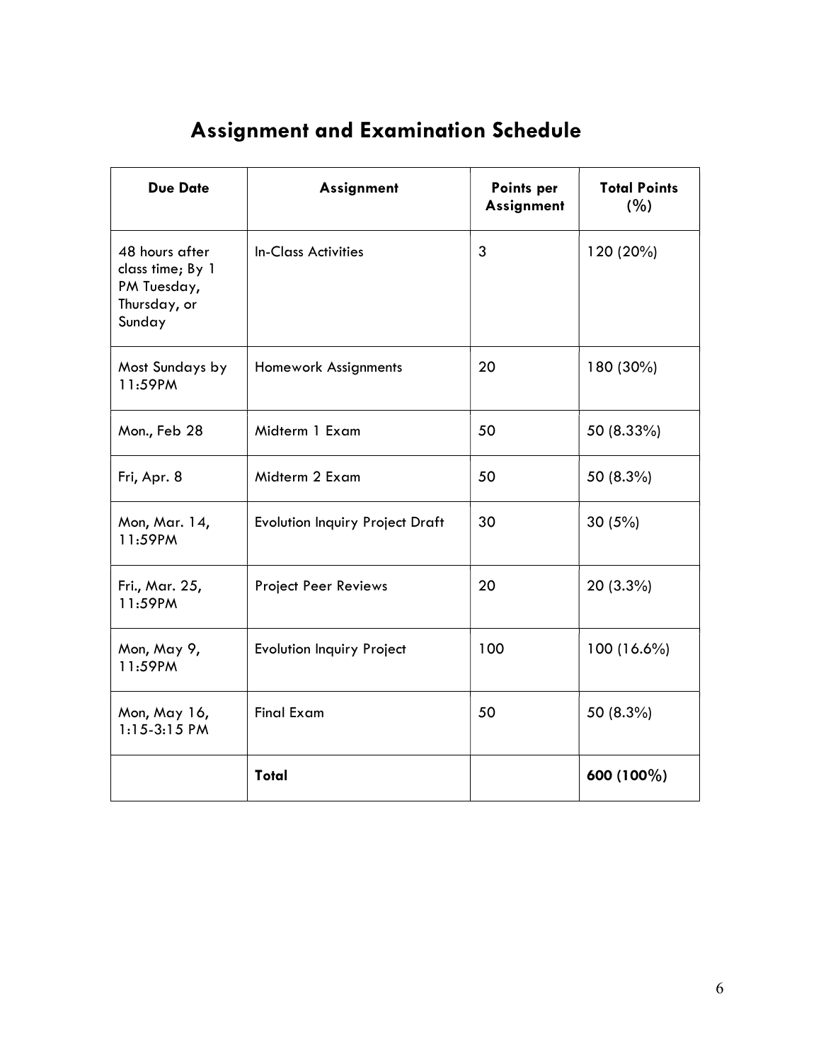# Assignment and Examination Schedule

| Due Date | Assignment | Points per Assignment | Total Points (%) |
|---|---|---|---|
| 48 hours after class time; By 1 PM Tuesday, Thursday, or Sunday | In-Class Activities | 3 | 120 (20%) |
| Most Sundays by 11:59PM | Homework Assignments | 20 | 180 (30%) |
| Mon., Feb 28 | Midterm 1 Exam | 50 | 50 (8.33%) |
| Fri, Apr. 8 | Midterm 2 Exam | 50 | 50 (8.3%) |
| Mon, Mar. 14, 11:59PM | Evolution Inquiry Project Draft | 30 | 30 (5%) |
| Fri., Mar. 25, 11:59PM | Project Peer Reviews | 20 | 20 (3.3%) |
| Mon, May 9, 11:59PM | Evolution Inquiry Project | 100 | 100 (16.6%) |
| Mon, May 16, 1:15-3:15 PM | Final Exam | 50 | 50 (8.3%) |
| | **Total** | | **600 (100%)** |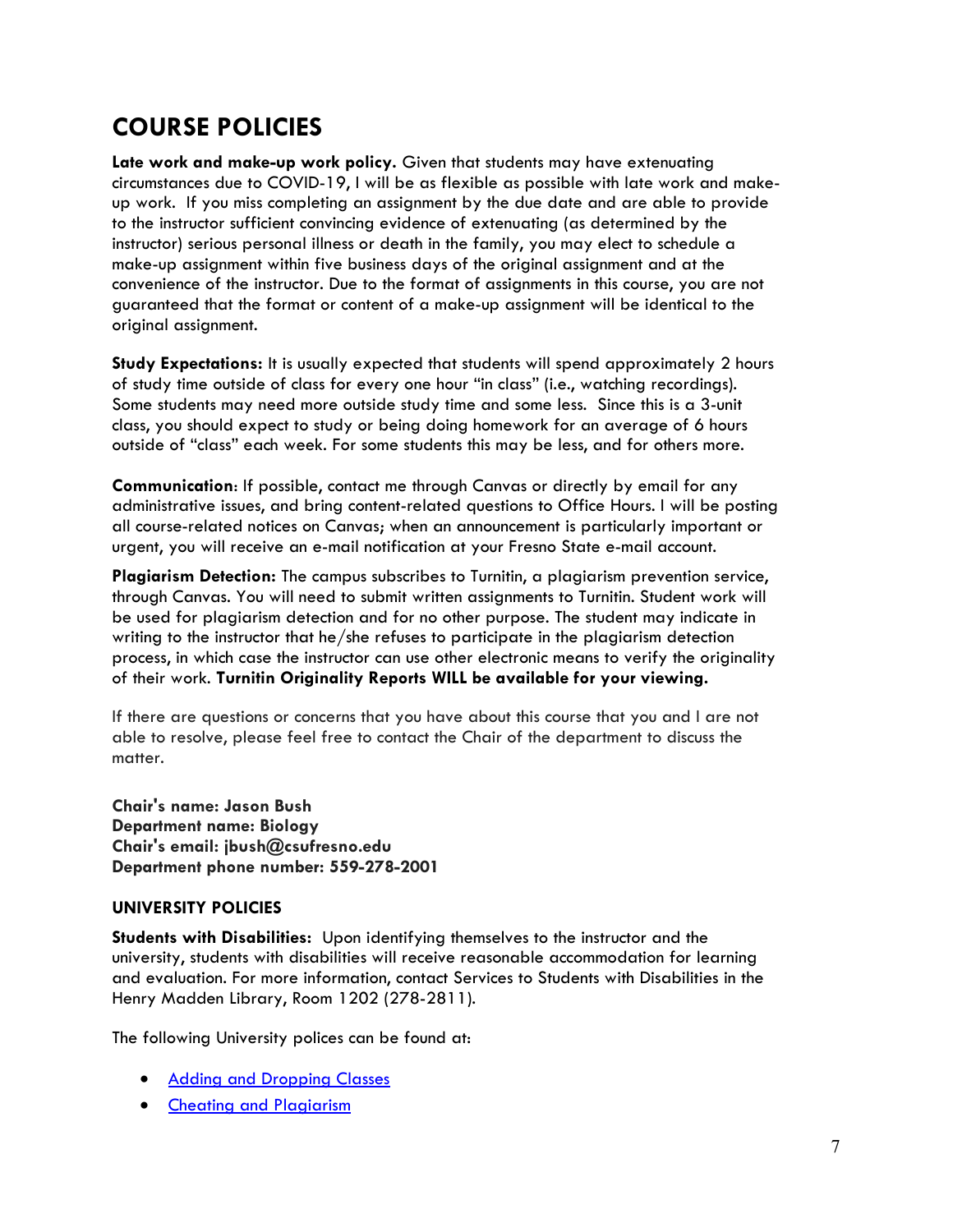# COURSE POLICIES

**Late work and make-up work policy.** Given that students may have extenuating circumstances due to COVID-19, I will be as flexible as possible with late work and make-up work. If you miss completing an assignment by the due date and are able to provide to the instructor sufficient convincing evidence of extenuating (as determined by the instructor) serious personal illness or death in the family, you may elect to schedule a make-up assignment within five business days of the original assignment and at the convenience of the instructor. Due to the format of assignments in this course, you are not guaranteed that the format or content of a make-up assignment will be identical to the original assignment.

**Study Expectations:** It is usually expected that students will spend approximately 2 hours of study time outside of class for every one hour "in class" (i.e., watching recordings). Some students may need more outside study time and some less. Since this is a 3-unit class, you should expect to study or being doing homework for an average of 6 hours outside of "class" each week. For some students this may be less, and for others more.

**Communication**: If possible, contact me through Canvas or directly by email for any administrative issues, and bring content-related questions to Office Hours. I will be posting all course-related notices on Canvas; when an announcement is particularly important or urgent, you will receive an e-mail notification at your Fresno State e-mail account.

**Plagiarism Detection:** The campus subscribes to Turnitin, a plagiarism prevention service, through Canvas. You will need to submit written assignments to Turnitin. Student work will be used for plagiarism detection and for no other purpose. The student may indicate in writing to the instructor that he/she refuses to participate in the plagiarism detection process, in which case the instructor can use other electronic means to verify the originality of their work. **Turnitin Originality Reports WILL be available for your viewing.**

If there are questions or concerns that you have about this course that you and I are not able to resolve, please feel free to contact the Chair of the department to discuss the matter.

**Chair's name: Jason Bush**
**Department name: Biology**
**Chair's email: jbush@csufresno.edu**
**Department phone number: 559-278-2001**

### UNIVERSITY POLICIES

**Students with Disabilities:** Upon identifying themselves to the instructor and the university, students with disabilities will receive reasonable accommodation for learning and evaluation. For more information, contact Services to Students with Disabilities in the Henry Madden Library, Room 1202 (278-2811).

The following University polices can be found at:

- Adding and Dropping Classes
- Cheating and Plagiarism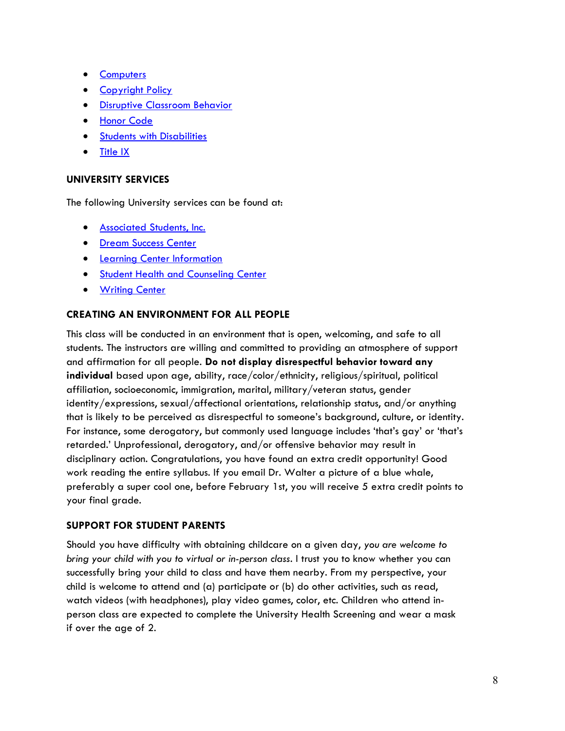- Computers
- Copyright Policy
- Disruptive Classroom Behavior
- Honor Code
- Students with Disabilities
- Title IX

## UNIVERSITY SERVICES

The following University services can be found at:

- Associated Students, Inc.
- Dream Success Center
- Learning Center Information
- Student Health and Counseling Center
- Writing Center

## CREATING AN ENVIRONMENT FOR ALL PEOPLE

This class will be conducted in an environment that is open, welcoming, and safe to all students. The instructors are willing and committed to providing an atmosphere of support and affirmation for all people. **Do not display disrespectful behavior toward any individual** based upon age, ability, race/color/ethnicity, religious/spiritual, political affiliation, socioeconomic, immigration, marital, military/veteran status, gender identity/expressions, sexual/affectional orientations, relationship status, and/or anything that is likely to be perceived as disrespectful to someone's background, culture, or identity. For instance, some derogatory, but commonly used language includes 'that's gay' or 'that's retarded.' Unprofessional, derogatory, and/or offensive behavior may result in disciplinary action. Congratulations, you have found an extra credit opportunity! Good work reading the entire syllabus. If you email Dr. Walter a picture of a blue whale, preferably a super cool one, before February 1st, you will receive 5 extra credit points to your final grade.

## SUPPORT FOR STUDENT PARENTS

Should you have difficulty with obtaining childcare on a given day, *you are welcome to bring your child with you to virtual or in-person class*. I trust you to know whether you can successfully bring your child to class and have them nearby. From my perspective, your child is welcome to attend and (a) participate or (b) do other activities, such as read, watch videos (with headphones), play video games, color, etc. Children who attend in-person class are expected to complete the University Health Screening and wear a mask if over the age of 2.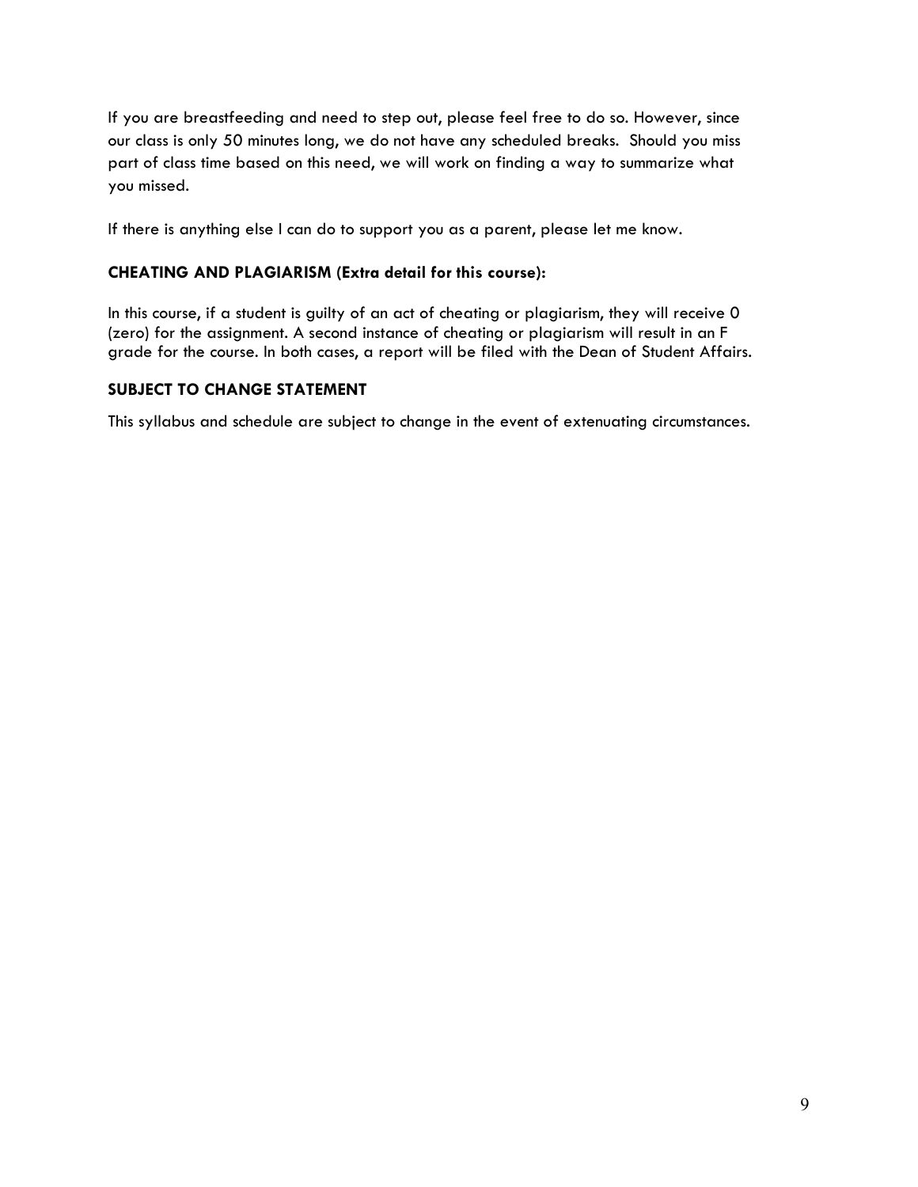If you are breastfeeding and need to step out, please feel free to do so. However, since our class is only 50 minutes long, we do not have any scheduled breaks. Should you miss part of class time based on this need, we will work on finding a way to summarize what you missed.

If there is anything else I can do to support you as a parent, please let me know.

### CHEATING AND PLAGIARISM (Extra detail for this course):

In this course, if a student is guilty of an act of cheating or plagiarism, they will receive 0 (zero) for the assignment. A second instance of cheating or plagiarism will result in an F grade for the course. In both cases, a report will be filed with the Dean of Student Affairs.

### SUBJECT TO CHANGE STATEMENT

This syllabus and schedule are subject to change in the event of extenuating circumstances.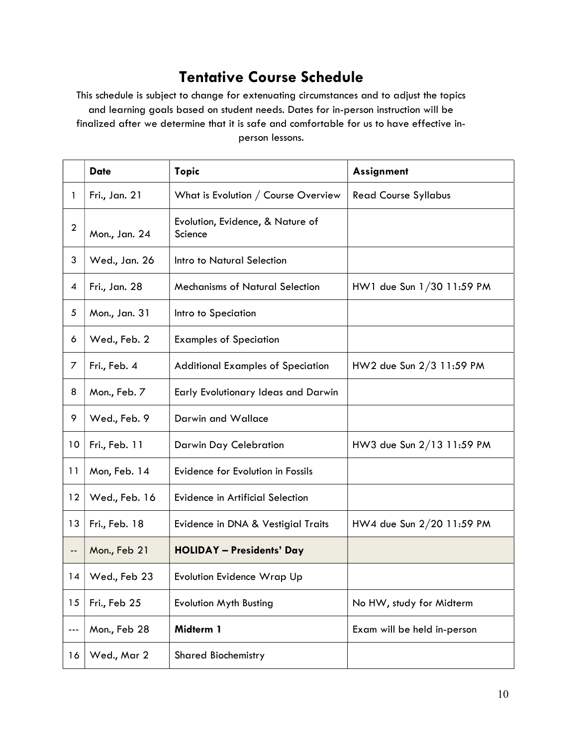# Tentative Course Schedule

This schedule is subject to change for extenuating circumstances and to adjust the topics and learning goals based on student needs. Dates for in-person instruction will be finalized after we determine that it is safe and comfortable for us to have effective in-person lessons.

| | **Date** | **Topic** | **Assignment** |
|---|---|---|---|
| 1 | Fri., Jan. 21 | What is Evolution / Course Overview | Read Course Syllabus |
| 2 | Mon., Jan. 24 | Evolution, Evidence, & Nature of Science | |
| 3 | Wed., Jan. 26 | Intro to Natural Selection | |
| 4 | Fri., Jan. 28 | Mechanisms of Natural Selection | HW1 due Sun 1/30 11:59 PM |
| 5 | Mon., Jan. 31 | Intro to Speciation | |
| 6 | Wed., Feb. 2 | Examples of Speciation | |
| 7 | Fri., Feb. 4 | Additional Examples of Speciation | HW2 due Sun 2/3 11:59 PM |
| 8 | Mon., Feb. 7 | Early Evolutionary Ideas and Darwin | |
| 9 | Wed., Feb. 9 | Darwin and Wallace | |
| 10 | Fri., Feb. 11 | Darwin Day Celebration | HW3 due Sun 2/13 11:59 PM |
| 11 | Mon, Feb. 14 | Evidence for Evolution in Fossils | |
| 12 | Wed., Feb. 16 | Evidence in Artificial Selection | |
| 13 | Fri., Feb. 18 | Evidence in DNA & Vestigial Traits | HW4 due Sun 2/20 11:59 PM |
| -- | Mon., Feb 21 | **HOLIDAY – Presidents' Day** | |
| 14 | Wed., Feb 23 | Evolution Evidence Wrap Up | |
| 15 | Fri., Feb 25 | Evolution Myth Busting | No HW, study for Midterm |
| --- | Mon., Feb 28 | **Midterm 1** | Exam will be held in-person |
| 16 | Wed., Mar 2 | Shared Biochemistry | |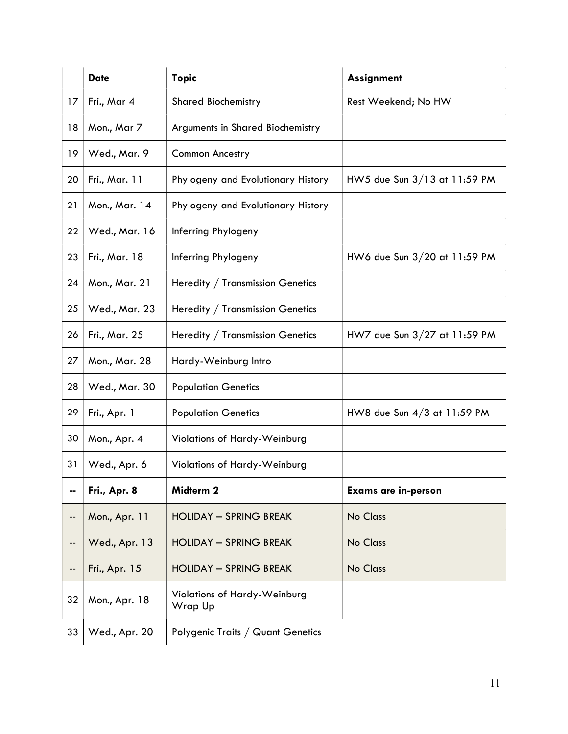| | Date | Topic | Assignment |
|---|---|---|---|
| 17 | Fri., Mar 4 | Shared Biochemistry | Rest Weekend; No HW |
| 18 | Mon., Mar 7 | Arguments in Shared Biochemistry | |
| 19 | Wed., Mar. 9 | Common Ancestry | |
| 20 | Fri., Mar. 11 | Phylogeny and Evolutionary History | HW5 due Sun 3/13 at 11:59 PM |
| 21 | Mon., Mar. 14 | Phylogeny and Evolutionary History | |
| 22 | Wed., Mar. 16 | Inferring Phylogeny | |
| 23 | Fri., Mar. 18 | Inferring Phylogeny | HW6 due Sun 3/20 at 11:59 PM |
| 24 | Mon., Mar. 21 | Heredity / Transmission Genetics | |
| 25 | Wed., Mar. 23 | Heredity / Transmission Genetics | |
| 26 | Fri., Mar. 25 | Heredity / Transmission Genetics | HW7 due Sun 3/27 at 11:59 PM |
| 27 | Mon., Mar. 28 | Hardy-Weinburg Intro | |
| 28 | Wed., Mar. 30 | Population Genetics | |
| 29 | Fri., Apr. 1 | Population Genetics | HW8 due Sun 4/3 at 11:59 PM |
| 30 | Mon., Apr. 4 | Violations of Hardy-Weinburg | |
| 31 | Wed., Apr. 6 | Violations of Hardy-Weinburg | |
| **--** | **Fri., Apr. 8** | **Midterm 2** | **Exams are in-person** |
| -- | Mon., Apr. 11 | HOLIDAY – SPRING BREAK | No Class |
| -- | Wed., Apr. 13 | HOLIDAY – SPRING BREAK | No Class |
| -- | Fri., Apr. 15 | HOLIDAY – SPRING BREAK | No Class |
| 32 | Mon., Apr. 18 | Violations of Hardy-Weinburg Wrap Up | |
| 33 | Wed., Apr. 20 | Polygenic Traits / Quant Genetics | |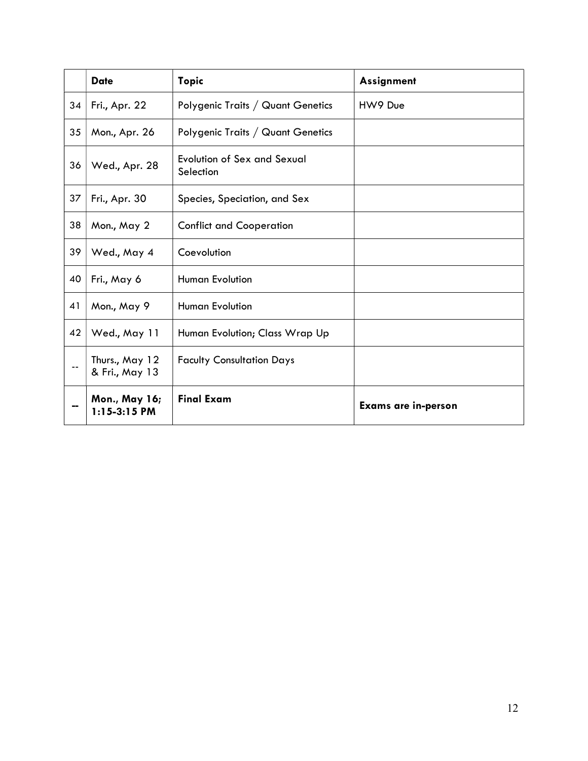| | Date | Topic | Assignment |
|---|---|---|---|
| 34 | Fri., Apr. 22 | Polygenic Traits / Quant Genetics | HW9 Due |
| 35 | Mon., Apr. 26 | Polygenic Traits / Quant Genetics | |
| 36 | Wed., Apr. 28 | Evolution of Sex and Sexual Selection | |
| 37 | Fri., Apr. 30 | Species, Speciation, and Sex | |
| 38 | Mon., May 2 | Conflict and Cooperation | |
| 39 | Wed., May 4 | Coevolution | |
| 40 | Fri., May 6 | Human Evolution | |
| 41 | Mon., May 9 | Human Evolution | |
| 42 | Wed., May 11 | Human Evolution; Class Wrap Up | |
| -- | Thurs., May 12 & Fri., May 13 | Faculty Consultation Days | |
| **--** | **Mon., May 16; 1:15-3:15 PM** | **Final Exam** | **Exams are in-person** |